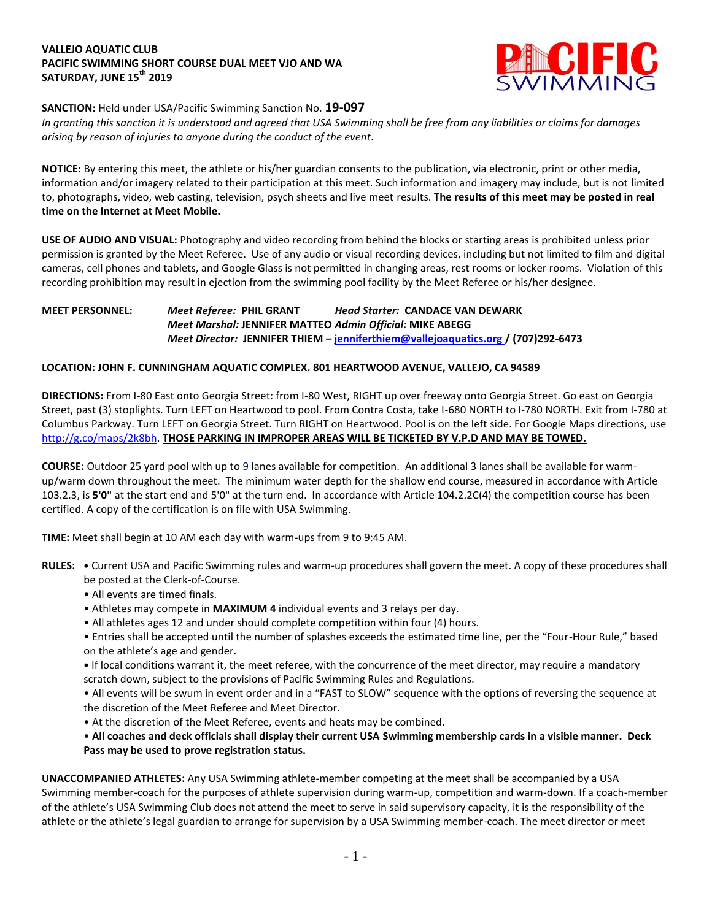**VALLEJO AQUATIC CLUB**
**PACIFIC SWIMMING SHORT COURSE DUAL MEET VJO AND WA**
**SATURDAY, JUNE 15th 2019**

**SANCTION:** Held under USA/Pacific Swimming Sanction No. **19-097**
*In granting this sanction it is understood and agreed that USA Swimming shall be free from any liabilities or claims for damages arising by reason of injuries to anyone during the conduct of the event.*

**NOTICE:** By entering this meet, the athlete or his/her guardian consents to the publication, via electronic, print or other media, information and/or imagery related to their participation at this meet. Such information and imagery may include, but is not limited to, photographs, video, web casting, television, psych sheets and live meet results. **The results of this meet may be posted in real time on the Internet at Meet Mobile.**

**USE OF AUDIO AND VISUAL:** Photography and video recording from behind the blocks or starting areas is prohibited unless prior permission is granted by the Meet Referee. Use of any audio or visual recording devices, including but not limited to film and digital cameras, cell phones and tablets, and Google Glass is not permitted in changing areas, rest rooms or locker rooms. Violation of this recording prohibition may result in ejection from the swimming pool facility by the Meet Referee or his/her designee.

**MEET PERSONNEL:** ***Meet Referee:*** **PHIL GRANT** ***Head Starter:*** **CANDACE VAN DEWARK**
***Meet Marshal:*** **JENNIFER MATTEO** ***Admin Official:*** **MIKE ABEGG**
***Meet Director:*** **JENNIFER THIEM – jenniferthiem@vallejoaquatics.org / (707)292-6473**

**LOCATION: JOHN F. CUNNINGHAM AQUATIC COMPLEX. 801 HEARTWOOD AVENUE, VALLEJO, CA 94589**

**DIRECTIONS:** From I-80 East onto Georgia Street: from I-80 West, RIGHT up over freeway onto Georgia Street. Go east on Georgia Street, past (3) stoplights. Turn LEFT on Heartwood to pool. From Contra Costa, take I-680 NORTH to I-780 NORTH. Exit from I-780 at Columbus Parkway. Turn LEFT on Georgia Street. Turn RIGHT on Heartwood. Pool is on the left side. For Google Maps directions, use http://g.co/maps/2k8bh. **THOSE PARKING IN IMPROPER AREAS WILL BE TICKETED BY V.P.D AND MAY BE TOWED.**

**COURSE:** Outdoor 25 yard pool with up to 9 lanes available for competition. An additional 3 lanes shall be available for warm-up/warm down throughout the meet. The minimum water depth for the shallow end course, measured in accordance with Article 103.2.3, is **5'0"** at the start end and 5'0" at the turn end. In accordance with Article 104.2.2C(4) the competition course has been certified. A copy of the certification is on file with USA Swimming.

**TIME:** Meet shall begin at 10 AM each day with warm-ups from 9 to 9:45 AM.

**RULES:**
- Current USA and Pacific Swimming rules and warm-up procedures shall govern the meet. A copy of these procedures shall be posted at the Clerk-of-Course.
- All events are timed finals.
- Athletes may compete in **MAXIMUM 4** individual events and 3 relays per day.
- All athletes ages 12 and under should complete competition within four (4) hours.
- Entries shall be accepted until the number of splashes exceeds the estimated time line, per the "Four-Hour Rule," based on the athlete's age and gender.
- If local conditions warrant it, the meet referee, with the concurrence of the meet director, may require a mandatory scratch down, subject to the provisions of Pacific Swimming Rules and Regulations.
- All events will be swum in event order and in a "FAST to SLOW" sequence with the options of reversing the sequence at the discretion of the Meet Referee and Meet Director.
- At the discretion of the Meet Referee, events and heats may be combined.
- **All coaches and deck officials shall display their current USA Swimming membership cards in a visible manner. Deck Pass may be used to prove registration status.**

**UNACCOMPANIED ATHLETES:** Any USA Swimming athlete-member competing at the meet shall be accompanied by a USA Swimming member-coach for the purposes of athlete supervision during warm-up, competition and warm-down. If a coach-member of the athlete's USA Swimming Club does not attend the meet to serve in said supervisory capacity, it is the responsibility of the athlete or the athlete's legal guardian to arrange for supervision by a USA Swimming member-coach. The meet director or meet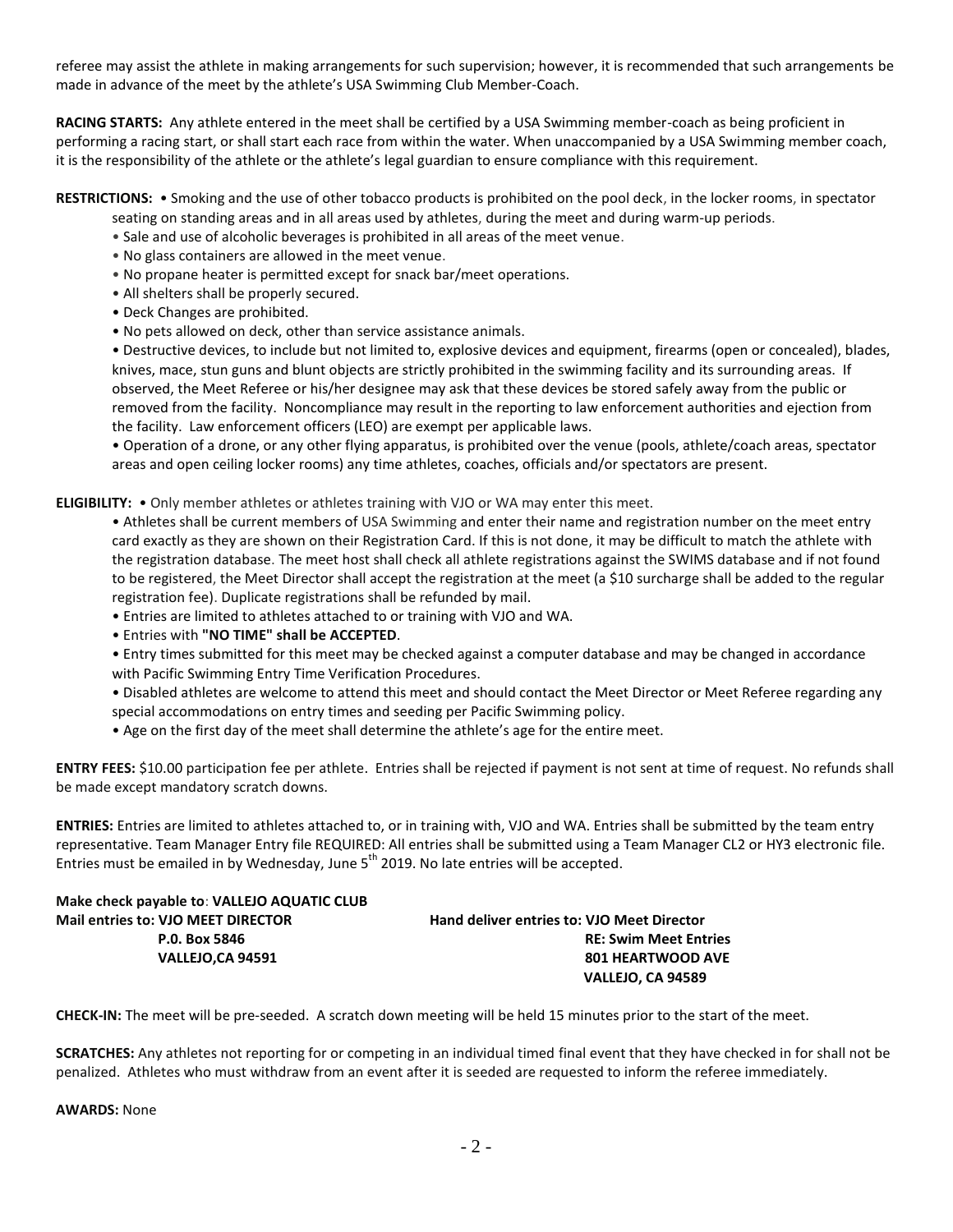referee may assist the athlete in making arrangements for such supervision; however, it is recommended that such arrangements be made in advance of the meet by the athlete's USA Swimming Club Member-Coach.

**RACING STARTS:** Any athlete entered in the meet shall be certified by a USA Swimming member-coach as being proficient in performing a racing start, or shall start each race from within the water. When unaccompanied by a USA Swimming member coach, it is the responsibility of the athlete or the athlete's legal guardian to ensure compliance with this requirement.

**RESTRICTIONS:** • Smoking and the use of other tobacco products is prohibited on the pool deck, in the locker rooms, in spectator seating on standing areas and in all areas used by athletes, during the meet and during warm-up periods.

- Sale and use of alcoholic beverages is prohibited in all areas of the meet venue.
- No glass containers are allowed in the meet venue.
- No propane heater is permitted except for snack bar/meet operations.
- All shelters shall be properly secured.
- Deck Changes are prohibited.
- No pets allowed on deck, other than service assistance animals.
- Destructive devices, to include but not limited to, explosive devices and equipment, firearms (open or concealed), blades, knives, mace, stun guns and blunt objects are strictly prohibited in the swimming facility and its surrounding areas. If observed, the Meet Referee or his/her designee may ask that these devices be stored safely away from the public or removed from the facility. Noncompliance may result in the reporting to law enforcement authorities and ejection from the facility. Law enforcement officers (LEO) are exempt per applicable laws.
- Operation of a drone, or any other flying apparatus, is prohibited over the venue (pools, athlete/coach areas, spectator areas and open ceiling locker rooms) any time athletes, coaches, officials and/or spectators are present.

**ELIGIBILITY:** • Only member athletes or athletes training with VJO or WA may enter this meet.

- Athletes shall be current members of USA Swimming and enter their name and registration number on the meet entry card exactly as they are shown on their Registration Card. If this is not done, it may be difficult to match the athlete with the registration database. The meet host shall check all athlete registrations against the SWIMS database and if not found to be registered, the Meet Director shall accept the registration at the meet (a $10 surcharge shall be added to the regular registration fee). Duplicate registrations shall be refunded by mail.
- Entries are limited to athletes attached to or training with VJO and WA.
- Entries with **"NO TIME" shall be ACCEPTED**.
- Entry times submitted for this meet may be checked against a computer database and may be changed in accordance with Pacific Swimming Entry Time Verification Procedures.
- Disabled athletes are welcome to attend this meet and should contact the Meet Director or Meet Referee regarding any special accommodations on entry times and seeding per Pacific Swimming policy.
- Age on the first day of the meet shall determine the athlete's age for the entire meet.

**ENTRY FEES:** $10.00 participation fee per athlete. Entries shall be rejected if payment is not sent at time of request. No refunds shall be made except mandatory scratch downs.

**ENTRIES:** Entries are limited to athletes attached to, or in training with, VJO and WA. Entries shall be submitted by the team entry representative. Team Manager Entry file REQUIRED: All entries shall be submitted using a Team Manager CL2 or HY3 electronic file. Entries must be emailed in by Wednesday, June 5th 2019. No late entries will be accepted.

**Make check payable to**: **VALLEJO AQUATIC CLUB**

**Mail entries to: VJO MEET DIRECTOR**
**P.0. Box 5846**
**VALLEJO,CA 94591**

**Hand deliver entries to: VJO Meet Director**
**RE: Swim Meet Entries**
**801 HEARTWOOD AVE**
**VALLEJO, CA 94589**

**CHECK-IN:** The meet will be pre-seeded. A scratch down meeting will be held 15 minutes prior to the start of the meet.

**SCRATCHES:** Any athletes not reporting for or competing in an individual timed final event that they have checked in for shall not be penalized. Athletes who must withdraw from an event after it is seeded are requested to inform the referee immediately.

**AWARDS:** None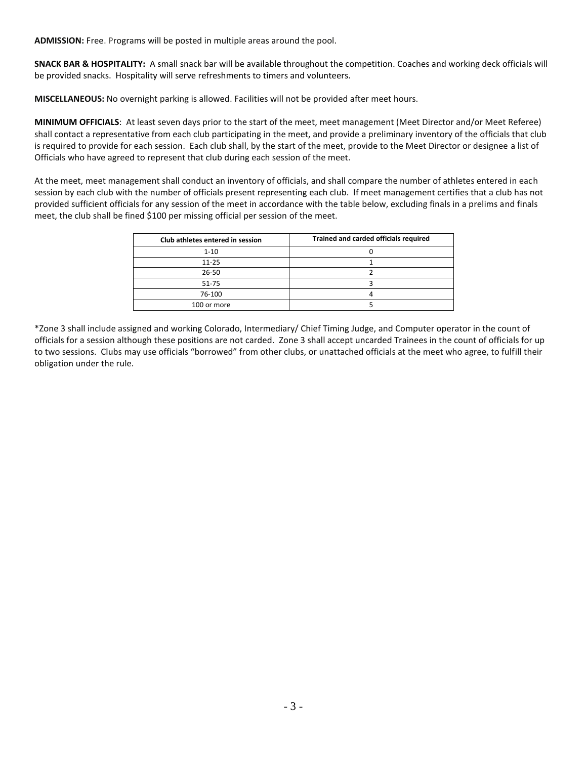**ADMISSION:** Free. Programs will be posted in multiple areas around the pool.

**SNACK BAR & HOSPITALITY:** A small snack bar will be available throughout the competition. Coaches and working deck officials will be provided snacks. Hospitality will serve refreshments to timers and volunteers.

**MISCELLANEOUS:** No overnight parking is allowed. Facilities will not be provided after meet hours.

**MINIMUM OFFICIALS**: At least seven days prior to the start of the meet, meet management (Meet Director and/or Meet Referee) shall contact a representative from each club participating in the meet, and provide a preliminary inventory of the officials that club is required to provide for each session. Each club shall, by the start of the meet, provide to the Meet Director or designee a list of Officials who have agreed to represent that club during each session of the meet.

At the meet, meet management shall conduct an inventory of officials, and shall compare the number of athletes entered in each session by each club with the number of officials present representing each club. If meet management certifies that a club has not provided sufficient officials for any session of the meet in accordance with the table below, excluding finals in a prelims and finals meet, the club shall be fined $100 per missing official per session of the meet.

| Club athletes entered in session | Trained and carded officials required |
|---|---|
| 1-10 | 0 |
| 11-25 | 1 |
| 26-50 | 2 |
| 51-75 | 3 |
| 76-100 | 4 |
| 100 or more | 5 |

*Zone 3 shall include assigned and working Colorado, Intermediary/ Chief Timing Judge, and Computer operator in the count of officials for a session although these positions are not carded. Zone 3 shall accept uncarded Trainees in the count of officials for up to two sessions. Clubs may use officials "borrowed" from other clubs, or unattached officials at the meet who agree, to fulfill their obligation under the rule.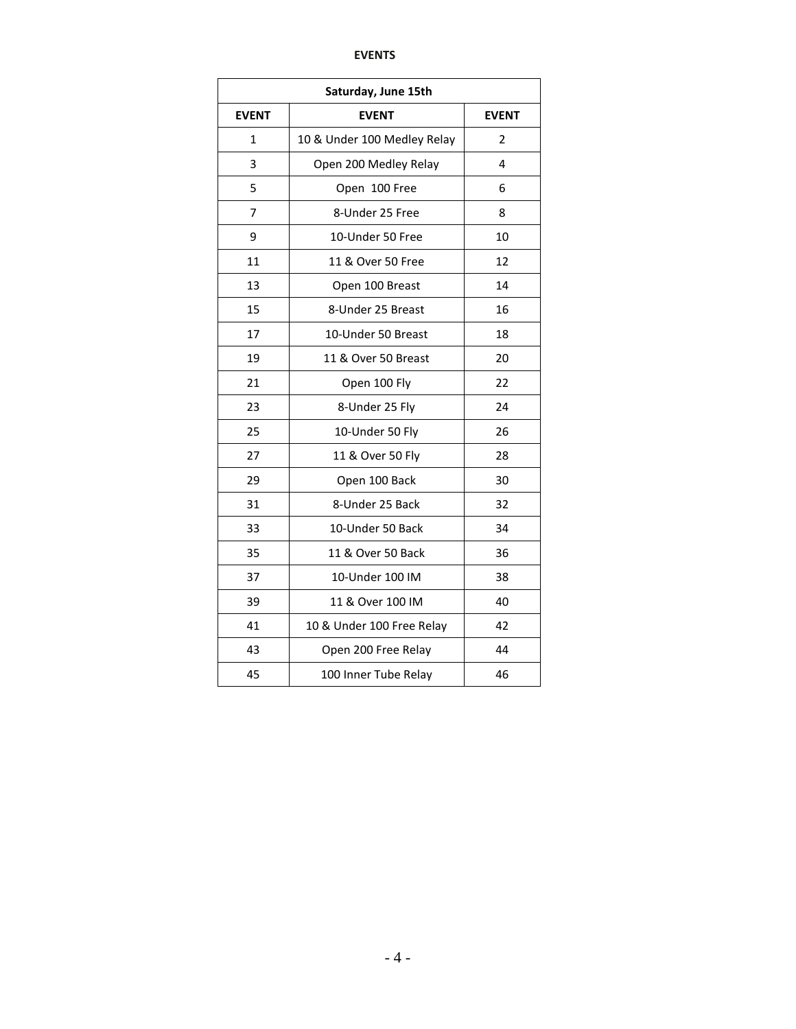**EVENTS**

| Saturday, June 15th | | |
|---|---|---|
| **EVENT** | **EVENT** | **EVENT** |
| 1 | 10 & Under 100 Medley Relay | 2 |
| 3 | Open 200 Medley Relay | 4 |
| 5 | Open 100 Free | 6 |
| 7 | 8-Under 25 Free | 8 |
| 9 | 10-Under 50 Free | 10 |
| 11 | 11 & Over 50 Free | 12 |
| 13 | Open 100 Breast | 14 |
| 15 | 8-Under 25 Breast | 16 |
| 17 | 10-Under 50 Breast | 18 |
| 19 | 11 & Over 50 Breast | 20 |
| 21 | Open 100 Fly | 22 |
| 23 | 8-Under 25 Fly | 24 |
| 25 | 10-Under 50 Fly | 26 |
| 27 | 11 & Over 50 Fly | 28 |
| 29 | Open 100 Back | 30 |
| 31 | 8-Under 25 Back | 32 |
| 33 | 10-Under 50 Back | 34 |
| 35 | 11 & Over 50 Back | 36 |
| 37 | 10-Under 100 IM | 38 |
| 39 | 11 & Over 100 IM | 40 |
| 41 | 10 & Under 100 Free Relay | 42 |
| 43 | Open 200 Free Relay | 44 |
| 45 | 100 Inner Tube Relay | 46 |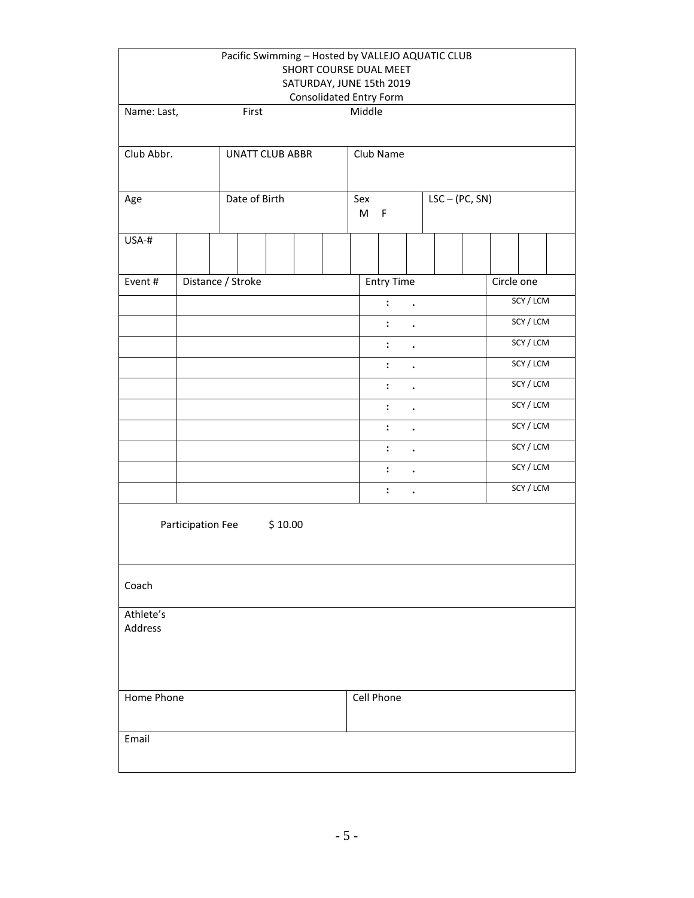Pacific Swimming – Hosted by VALLEJO AQUATIC CLUB
SHORT COURSE DUAL MEET
SATURDAY, JUNE 15th 2019
Consolidated Entry Form

| Name: Last, | First | Middle |
|---|---|---|
| | | |

| Club Abbr. | UNATT CLUB ABBR | Club Name |
|---|---|---|
| | | |

| Age | Date of Birth | Sex M F | LSC – (PC, SN) |
|---|---|---|---|
| | | | |

| USA-# | | | | | | | | | | | | | | |
|---|---|---|---|---|---|---|---|---|---|---|---|---|---|---|
| | | | | | | | | | | | | | | |

| Event # | Distance / Stroke | Entry Time | Circle one |
|---|---|---|---|
| | | : . | SCY / LCM |
| | | : . | SCY / LCM |
| | | : . | SCY / LCM |
| | | : . | SCY / LCM |
| | | : . | SCY / LCM |
| | | : . | SCY / LCM |
| | | : . | SCY / LCM |
| | | : . | SCY / LCM |
| | | : . | SCY / LCM |
| | | : . | SCY / LCM |

Participation Fee $ 10.00

Coach

Athlete's Address

| Home Phone | Cell Phone |
|---|---|
| | |

Email